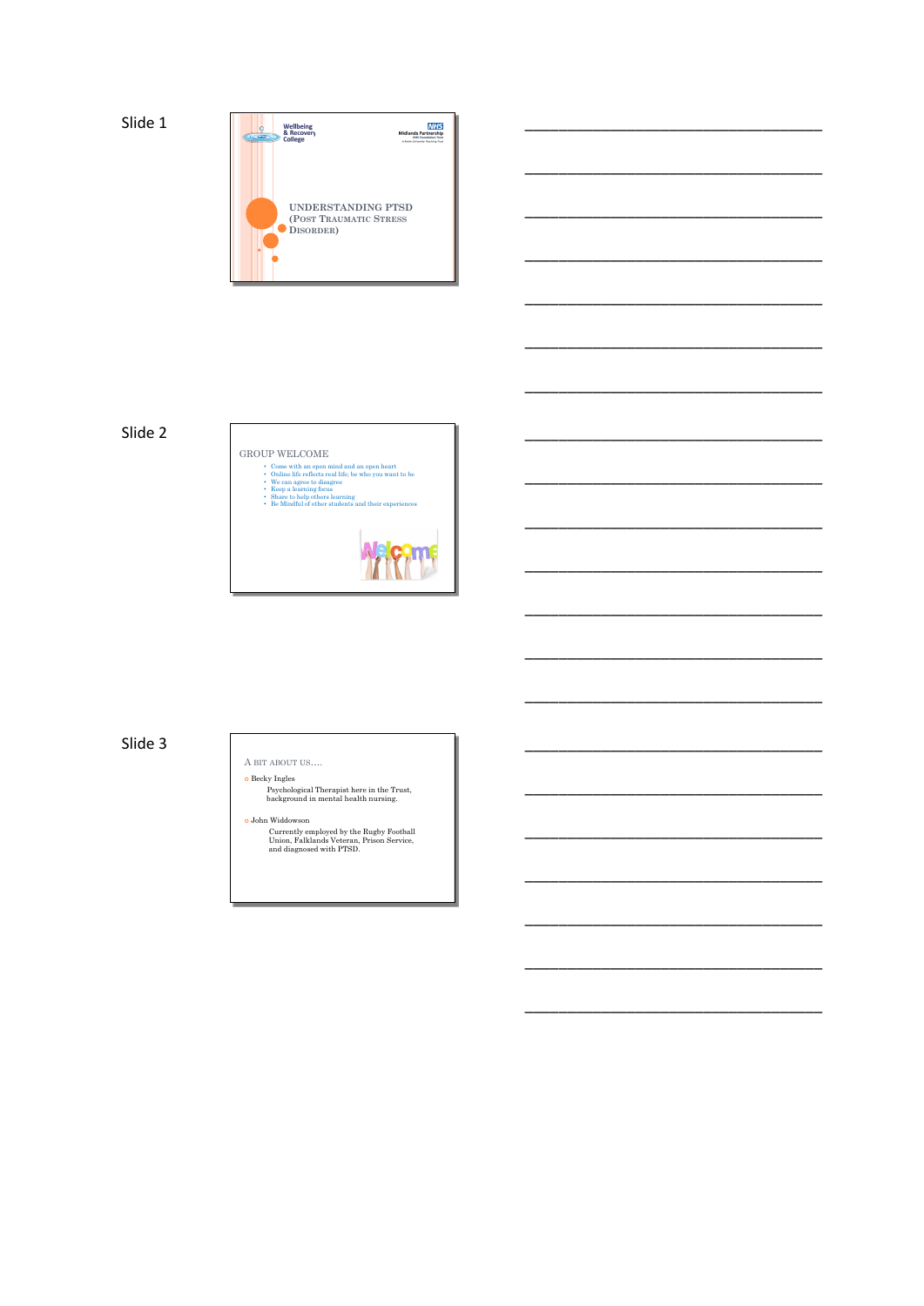Slide 1

Wellbeing & Recovery College

NHS Midlands Partnership NHS Foundation Trust

# UNDERSTANDING PTSD (POST TRAUMATIC STRESS DISORDER)

Slide 2

## GROUP WELCOME

- Come with an open mind and an open heart
- Online life reflects real life; be who you want to be
- We can agree to disagree
- Keep a learning focus
- Share to help others learning
- Be Mindful of other students and their experiences

Welcome

Slide 3

## A BIT ABOUT US….

- Becky Ingles

  Psychological Therapist here in the Trust, background in mental health nursing.

- John Widdowson

  Currently employed by the Rugby Football Union, Falklands Veteran, Prison Service, and diagnosed with PTSD.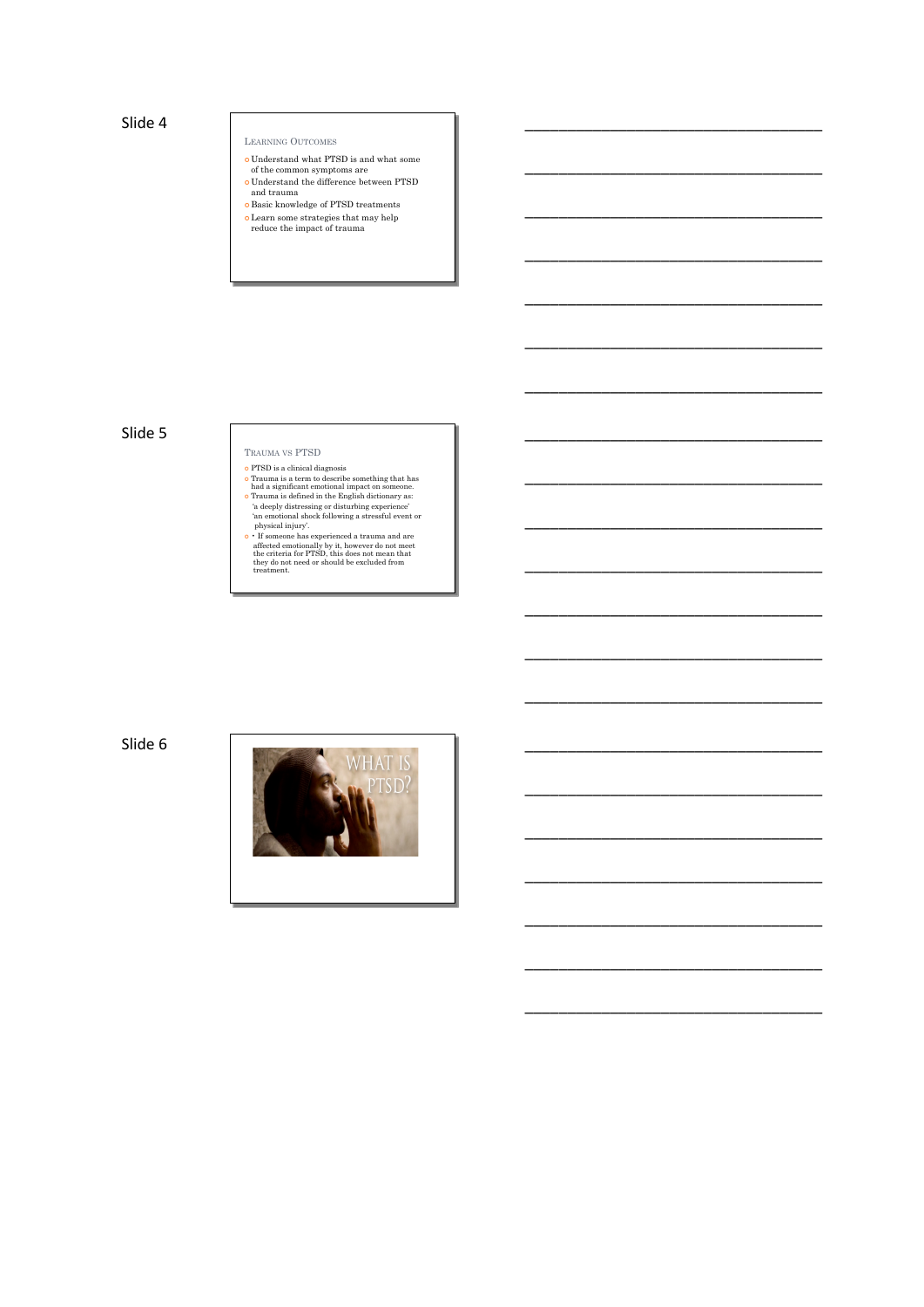Slide 4

## Learning Outcomes

- Understand what PTSD is and what some of the common symptoms are
- Understand the difference between PTSD and trauma
- Basic knowledge of PTSD treatments
- Learn some strategies that may help reduce the impact of trauma

Slide 5

## Trauma vs PTSD

- PTSD is a clinical diagnosis
- Trauma is a term to describe something that has had a significant emotional impact on someone.
- Trauma is defined in the English dictionary as:
  'a deeply distressing or disturbing experience'
  'an emotional shock following a stressful event or physical injury'.
- • If someone has experienced a trauma and are affected emotionally by it, however do not meet the criteria for PTSD, this does not mean that they do not need or should be excluded from treatment.

Slide 6

WHAT IS PTSD?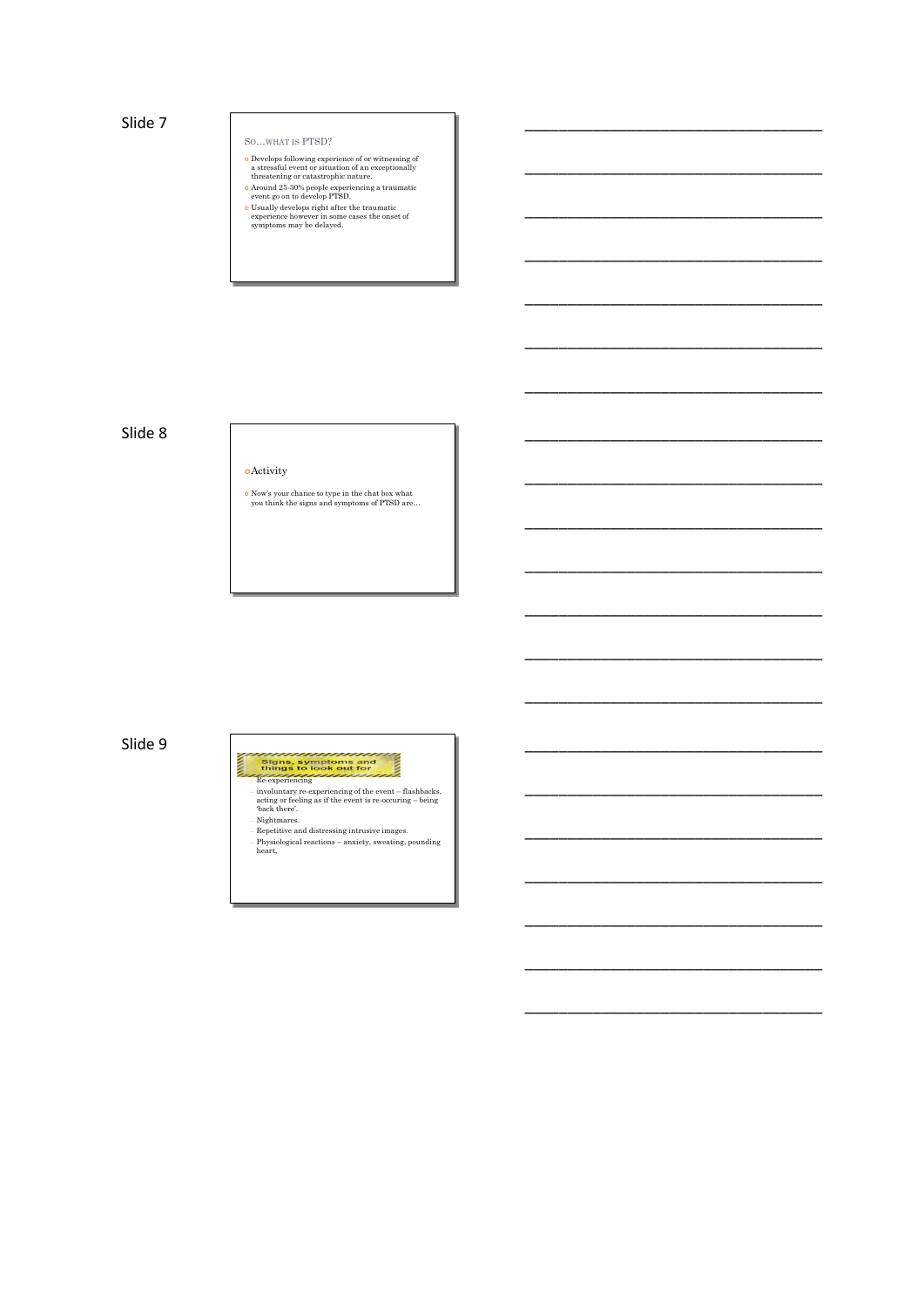Slide 7

## So…what is PTSD?

- Develops following experience of or witnessing of a stressful event or situation of an exceptionally threatening or catastrophic nature.
- Around 25-30% people experiencing a traumatic event go on to develop PTSD.
- Usually develops right after the traumatic experience however in some cases the onset of symptoms may be delayed.

Slide 8

- Activity

- Now's your chance to type in the chat box what you think the signs and symptoms of PTSD are…

Slide 9

## Signs, symptoms and things to look out for

- Re-experiencing
  - involuntary re-experiencing of the event – flashbacks, acting or feeling as if the event is re-occuring – being 'back there'.
  - Nightmares.
  - Repetitive and distressing intrusive images.
  - Physiological reactions – anxiety, sweating, pounding heart,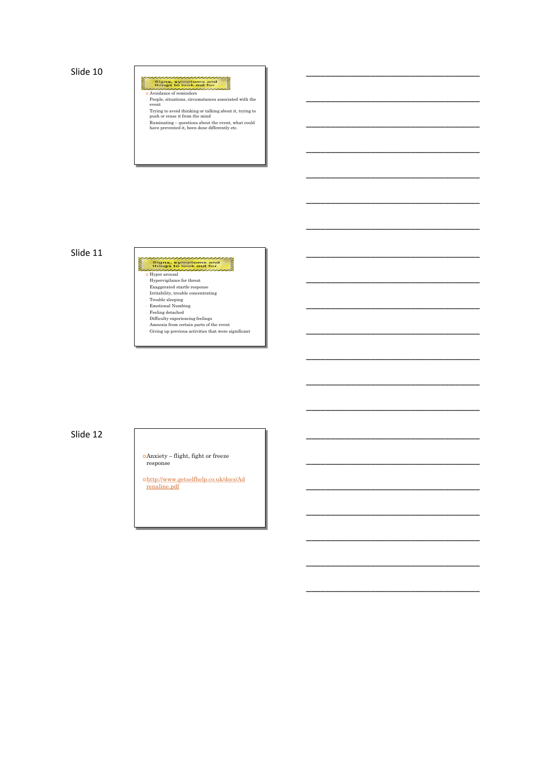## Slide 10

### Signs, symptoms and things to look out for

- Avoidance of reminders
  - People, situations, circumstances associated with the event
  - Trying to avoid thinking or talking about it, trying to push or erase it from the mind
  - Ruminating – questions about the event, what could have prevented it, been done differently etc.

## Slide 11

### Signs, symptoms and things to look out for

- Hyper arousal
  - Hypervigilance for threat
  - Exaggerated startle response
  - Irritability, trouble concentrating
  - Trouble sleeping
  - Emotional Numbing
  - Feeling detached
  - Difficulty experiencing feelings
  - Amnesia from certain parts of the event
  - Giving up previous activities that were significant

## Slide 12

- Anxiety – flight, fight or freeze response
- http://www.getselfhelp.co.uk/docs/Adrenaline.pdf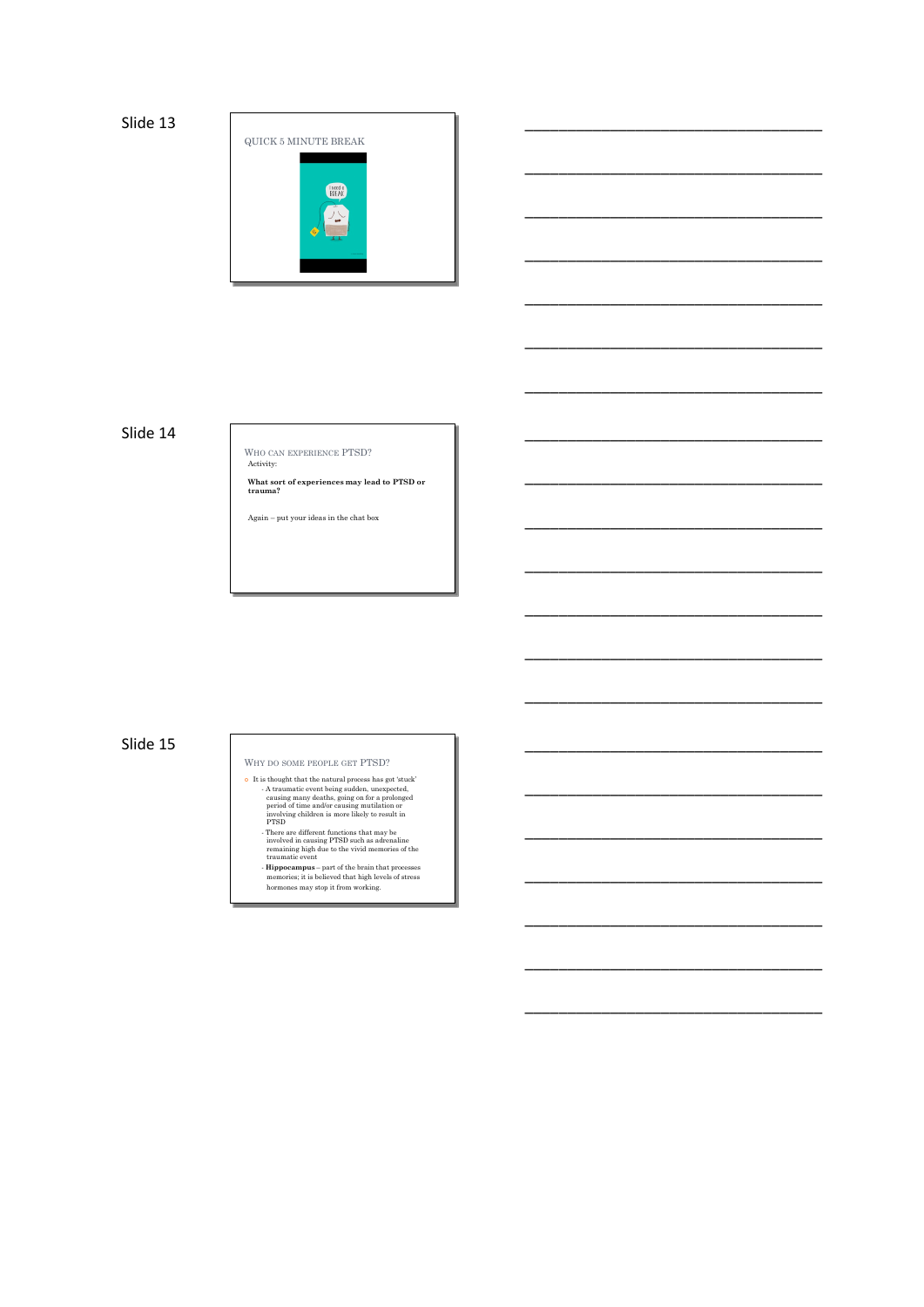Slide 13

QUICK 5 MINUTE BREAK

Slide 14

WHO CAN EXPERIENCE PTSD?

Activity:

**What sort of experiences may lead to PTSD or trauma?**

Again – put your ideas in the chat box

Slide 15

WHY DO SOME PEOPLE GET PTSD?

- It is thought that the natural process has got 'stuck'
  - A traumatic event being sudden, unexpected, causing many deaths, going on for a prolonged period of time and/or causing mutilation or involving children is more likely to result in PTSD
  - There are different functions that may be involved in causing PTSD such as adrenaline remaining high due to the vivid memories of the traumatic event
  - **Hippocampus** – part of the brain that processes memories; it is believed that high levels of stress hormones may stop it from working.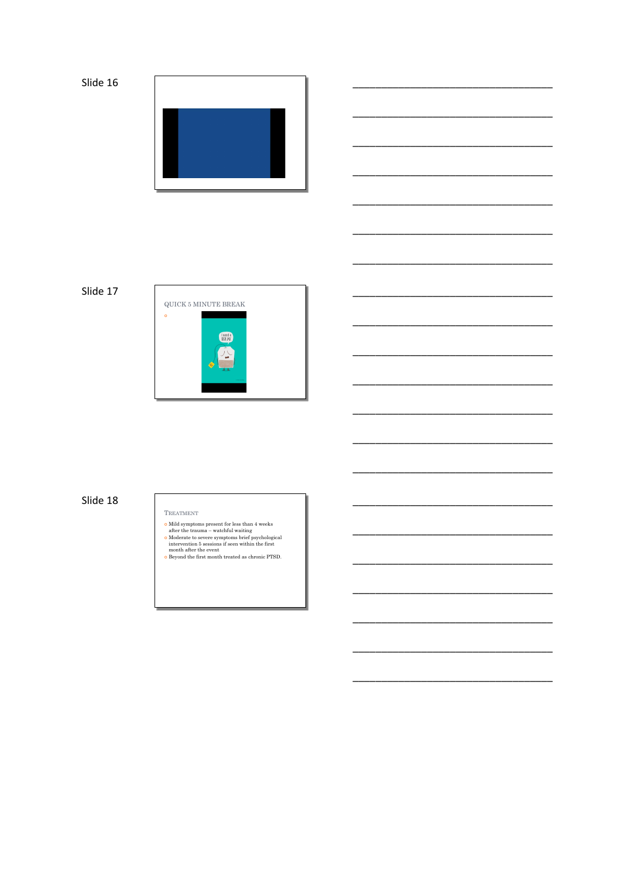Slide 16

Slide 17

QUICK 5 MINUTE BREAK

Slide 18

TREATMENT

- Mild symptoms present for less than 4 weeks after the trauma – watchful waiting
- Moderate to severe symptoms brief psychological intervention 5 sessions if seen within the first month after the event
- Beyond the first month treated as chronic PTSD.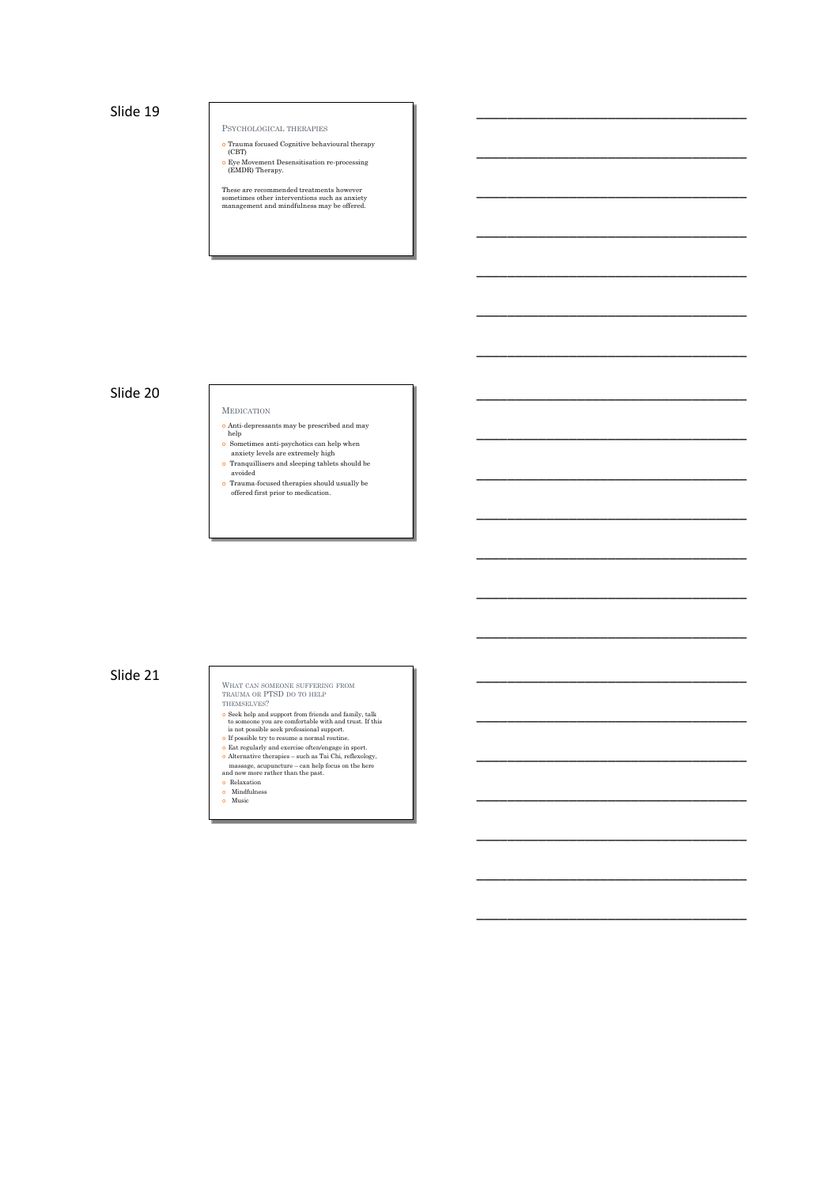Slide 19

## Psychological Therapies

- Trauma focused Cognitive behavioural therapy (CBT)
- Eye Movement Desensitisation re-processing (EMDR) Therapy.

These are recommended treatments however sometimes other interventions such as anxiety management and mindfulness may be offered.

Slide 20

## Medication

- Anti-depressants may be prescribed and may help
- Sometimes anti-psychotics can help when anxiety levels are extremely high
- Tranquillisers and sleeping tablets should be avoided
- Trauma-focused therapies should usually be offered first prior to medication.

Slide 21

## What can someone suffering from trauma or PTSD do to help themselves?

- Seek help and support from friends and family, talk to someone you are comfortable with and trust. If this is not possible seek professional support.
- If possible try to resume a normal routine.
- Eat regularly and exercise often/engage in sport.
- Alternative therapies – such as Tai Chi, reflexology, massage, acupuncture – can help focus on the here and now more rather than the past.
- Relaxation
- Mindfulness
- Music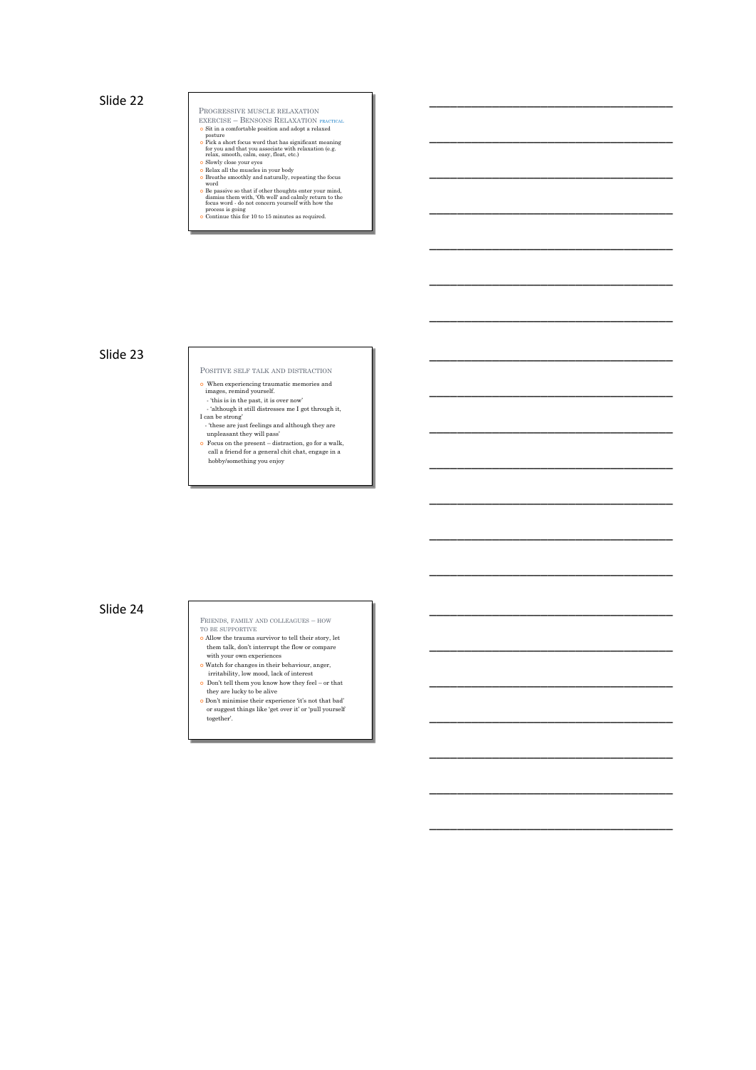## Slide 22

### Progressive muscle relaxation exercise – Bensons Relaxation practical

- Sit in a comfortable position and adopt a relaxed posture
- Pick a short focus word that has significant meaning for you and that you associate with relaxation (e.g. relax, smooth, calm, easy, float, etc.)
- Slowly close your eyes
- Relax all the muscles in your body
- Breathe smoothly and naturally, repeating the focus word
- Be passive so that if other thoughts enter your mind, dismiss them with, 'Oh well' and calmly return to the focus word - do not concern yourself with how the process is going
- Continue this for 10 to 15 minutes as required.

## Slide 23

### Positive self talk and distraction

- When experiencing traumatic memories and images, remind yourself.
  - 'this is in the past, it is over now'
  - 'although it still distresses me I got through it, I can be strong'
  - 'these are just feelings and although they are unpleasant they will pass'
- Focus on the present – distraction, go for a walk, call a friend for a general chit chat, engage in a hobby/something you enjoy

## Slide 24

### Friends, family and colleagues – how to be supportive

- Allow the trauma survivor to tell their story, let them talk, don't interrupt the flow or compare with your own experiences
- Watch for changes in their behaviour, anger, irritability, low mood, lack of interest
- Don't tell them you know how they feel – or that they are lucky to be alive
- Don't minimise their experience 'it's not that bad' or suggest things like 'get over it' or 'pull yourself together'.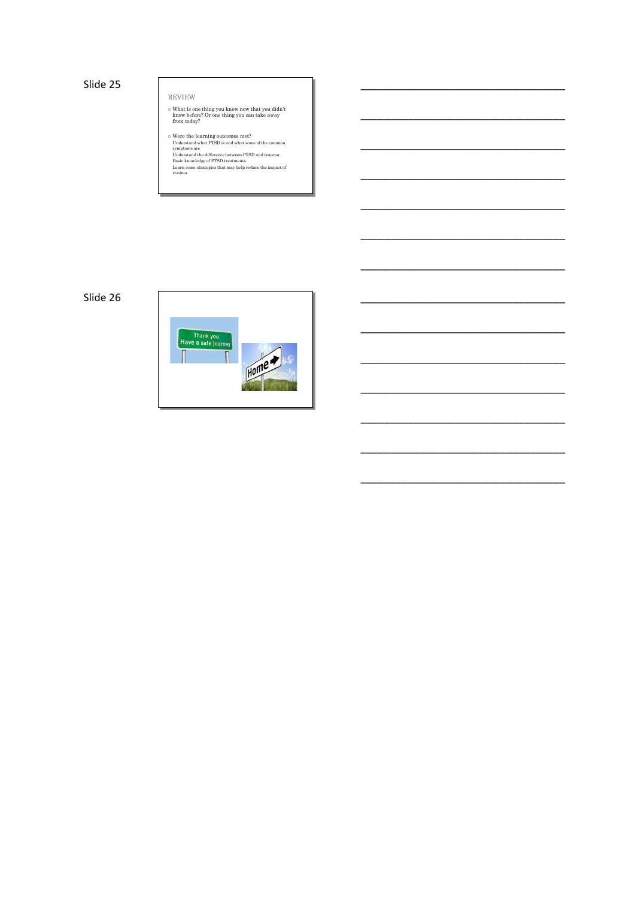Slide 25

REVIEW

- What is one thing you know now that you didn't know before? Or one thing you can take away from today?
- Were the learning outcomes met?
  - Understand what PTSD is and what some of the common symptoms are
  - Understand the difference between PTSD and trauma
  - Basic knowledge of PTSD treatments
  - Learn some strategies that may help reduce the impact of trauma

Slide 26

Thank you
Have a safe journey

Home